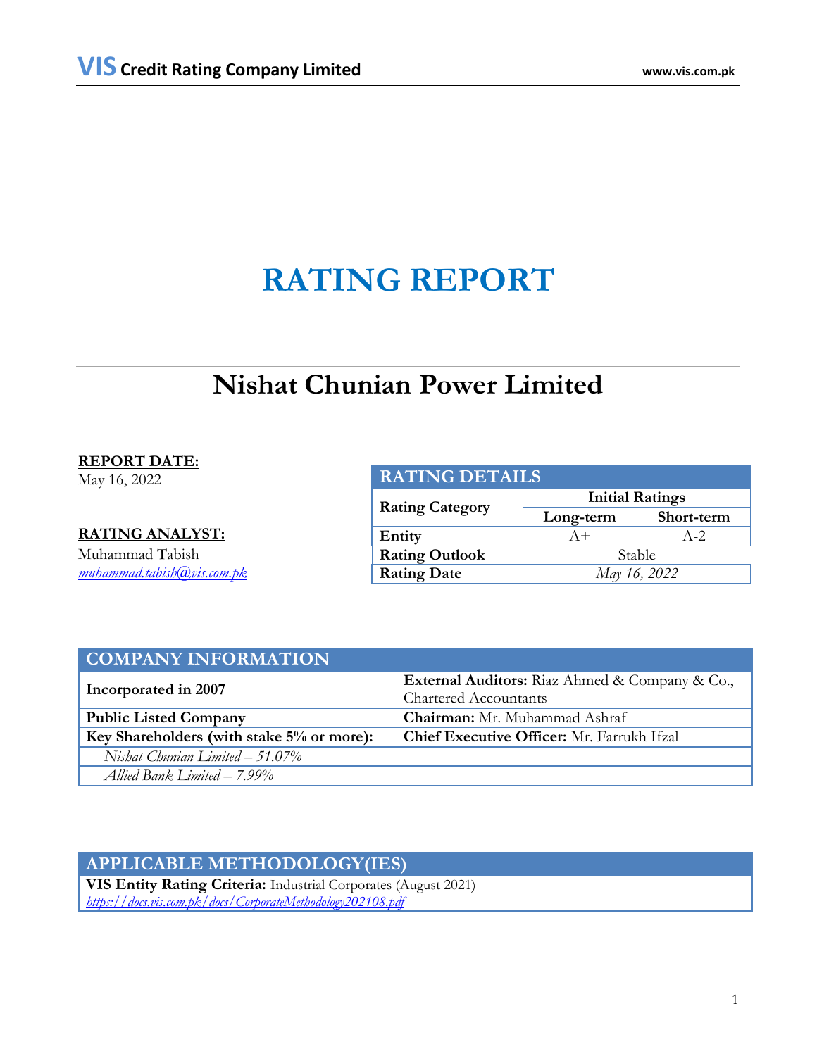# RATING REPORT

## Nishat Chunian Power Limited

**REPORT DATE:**
May 16, 2022

**RATING ANALYST:**
Muhammad Tabish
*muhammad.tabish@vis.com.pk*

| RATING DETAILS | | |
|---|---|---|
| **Rating Category** | **Initial Ratings** | |
| | **Long-term** | **Short-term** |
| **Entity** | A+ | A-2 |
| **Rating Outlook** | Stable | |
| **Rating Date** | *May 16, 2022* | |

| COMPANY INFORMATION | |
|---|---|
| **Incorporated in 2007** | **External Auditors:** Riaz Ahmed & Company & Co., Chartered Accountants |
| **Public Listed Company** | **Chairman:** Mr. Muhammad Ashraf |
| **Key Shareholders (with stake 5% or more):** | **Chief Executive Officer:** Mr. Farrukh Ifzal |
| *Nishat Chunian Limited – 51.07%* | |
| *Allied Bank Limited – 7.99%* | |

| APPLICABLE METHODOLOGY(IES) |
|---|
| **VIS Entity Rating Criteria:** Industrial Corporates (August 2021) *https://docs.vis.com.pk/docs/CorporateMethodology202108.pdf* |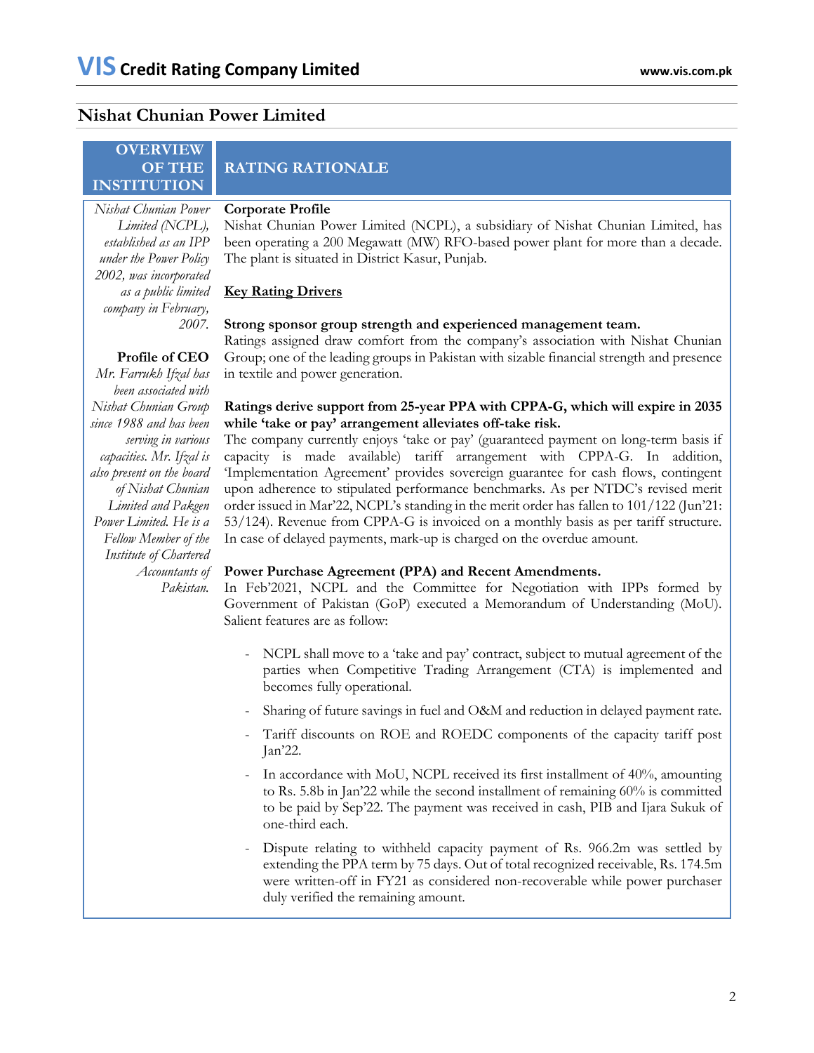## Nishat Chunian Power Limited

| OVERVIEW OF THE INSTITUTION | RATING RATIONALE |
|---|---|

*Nishat Chunian Power Limited (NCPL), established as an IPP under the Power Policy 2002, was incorporated as a public limited company in February, 2007.*

**Profile of CEO**

*Mr. Farrukh Ifzal has been associated with Nishat Chunian Group since 1988 and has been serving in various capacities. Mr. Ifzal is also present on the board of Nishat Chunian Limited and Pakgen Power Limited. He is a Fellow Member of the Institute of Chartered Accountants of Pakistan.*

**Corporate Profile**

Nishat Chunian Power Limited (NCPL), a subsidiary of Nishat Chunian Limited, has been operating a 200 Megawatt (MW) RFO-based power plant for more than a decade. The plant is situated in District Kasur, Punjab.

**Key Rating Drivers**

**Strong sponsor group strength and experienced management team.**

Ratings assigned draw comfort from the company's association with Nishat Chunian Group; one of the leading groups in Pakistan with sizable financial strength and presence in textile and power generation.

**Ratings derive support from 25-year PPA with CPPA-G, which will expire in 2035 while 'take or pay' arrangement alleviates off-take risk.**

The company currently enjoys 'take or pay' (guaranteed payment on long-term basis if capacity is made available) tariff arrangement with CPPA-G. In addition, 'Implementation Agreement' provides sovereign guarantee for cash flows, contingent upon adherence to stipulated performance benchmarks. As per NTDC's revised merit order issued in Mar'22, NCPL's standing in the merit order has fallen to 101/122 (Jun'21: 53/124). Revenue from CPPA-G is invoiced on a monthly basis as per tariff structure. In case of delayed payments, mark-up is charged on the overdue amount.

**Power Purchase Agreement (PPA) and Recent Amendments.**

In Feb'2021, NCPL and the Committee for Negotiation with IPPs formed by Government of Pakistan (GoP) executed a Memorandum of Understanding (MoU). Salient features are as follow:

- NCPL shall move to a 'take and pay' contract, subject to mutual agreement of the parties when Competitive Trading Arrangement (CTA) is implemented and becomes fully operational.
- Sharing of future savings in fuel and O&M and reduction in delayed payment rate.
- Tariff discounts on ROE and ROEDC components of the capacity tariff post Jan'22.
- In accordance with MoU, NCPL received its first installment of 40%, amounting to Rs. 5.8b in Jan'22 while the second installment of remaining 60% is committed to be paid by Sep'22. The payment was received in cash, PIB and Ijara Sukuk of one-third each.
- Dispute relating to withheld capacity payment of Rs. 966.2m was settled by extending the PPA term by 75 days. Out of total recognized receivable, Rs. 174.5m were written-off in FY21 as considered non-recoverable while power purchaser duly verified the remaining amount.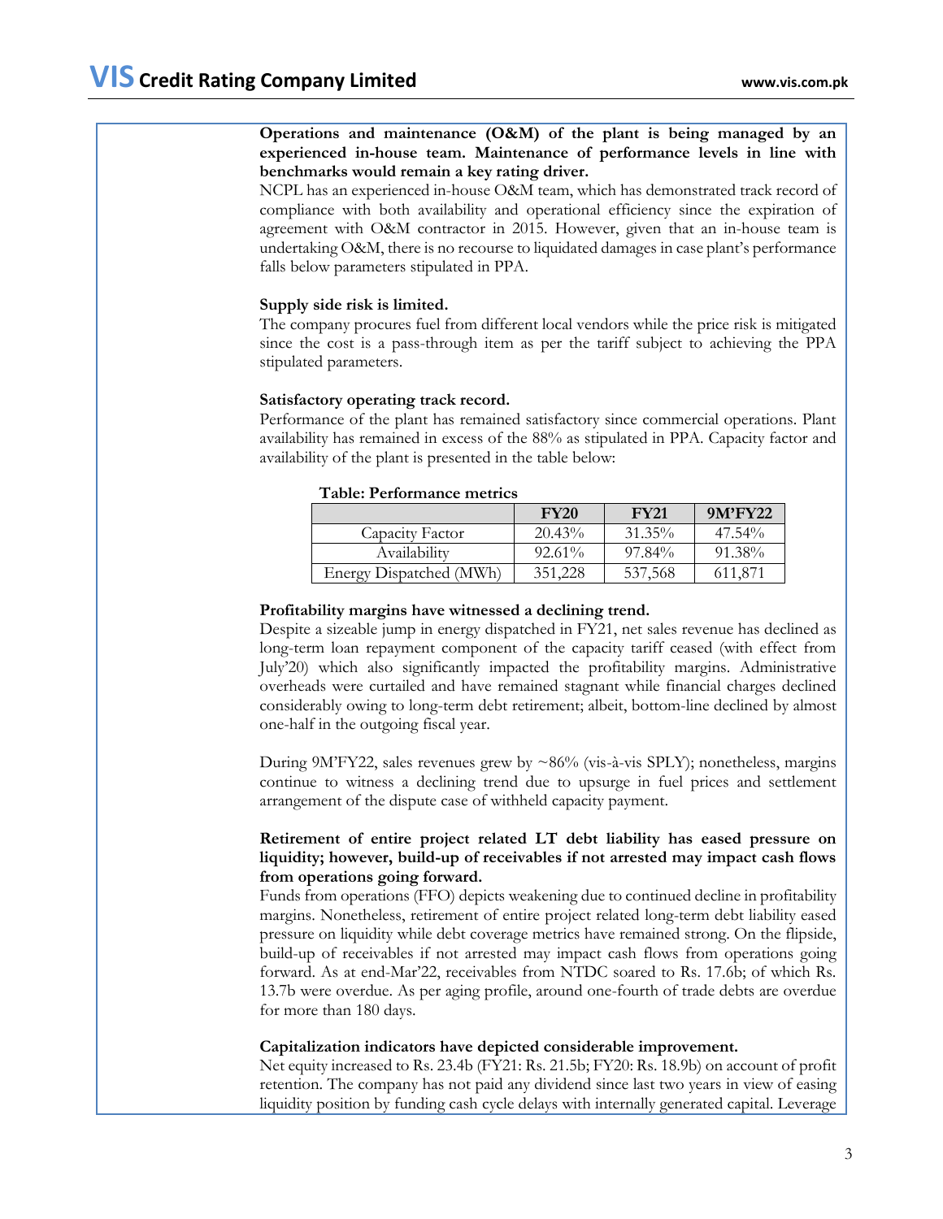**Operations and maintenance (O&M) of the plant is being managed by an experienced in-house team. Maintenance of performance levels in line with benchmarks would remain a key rating driver.**

NCPL has an experienced in-house O&M team, which has demonstrated track record of compliance with both availability and operational efficiency since the expiration of agreement with O&M contractor in 2015. However, given that an in-house team is undertaking O&M, there is no recourse to liquidated damages in case plant's performance falls below parameters stipulated in PPA.

**Supply side risk is limited.**

The company procures fuel from different local vendors while the price risk is mitigated since the cost is a pass-through item as per the tariff subject to achieving the PPA stipulated parameters.

**Satisfactory operating track record.**

Performance of the plant has remained satisfactory since commercial operations. Plant availability has remained in excess of the 88% as stipulated in PPA. Capacity factor and availability of the plant is presented in the table below:

**Table: Performance metrics**

| | FY20 | FY21 | 9M'FY22 |
|---|---|---|---|
| Capacity Factor | 20.43% | 31.35% | 47.54% |
| Availability | 92.61% | 97.84% | 91.38% |
| Energy Dispatched (MWh) | 351,228 | 537,568 | 611,871 |

**Profitability margins have witnessed a declining trend.**

Despite a sizeable jump in energy dispatched in FY21, net sales revenue has declined as long-term loan repayment component of the capacity tariff ceased (with effect from July'20) which also significantly impacted the profitability margins. Administrative overheads were curtailed and have remained stagnant while financial charges declined considerably owing to long-term debt retirement; albeit, bottom-line declined by almost one-half in the outgoing fiscal year.

During 9M'FY22, sales revenues grew by ~86% (vis-à-vis SPLY); nonetheless, margins continue to witness a declining trend due to upsurge in fuel prices and settlement arrangement of the dispute case of withheld capacity payment.

**Retirement of entire project related LT debt liability has eased pressure on liquidity; however, build-up of receivables if not arrested may impact cash flows from operations going forward.**

Funds from operations (FFO) depicts weakening due to continued decline in profitability margins. Nonetheless, retirement of entire project related long-term debt liability eased pressure on liquidity while debt coverage metrics have remained strong. On the flipside, build-up of receivables if not arrested may impact cash flows from operations going forward. As at end-Mar'22, receivables from NTDC soared to Rs. 17.6b; of which Rs. 13.7b were overdue. As per aging profile, around one-fourth of trade debts are overdue for more than 180 days.

**Capitalization indicators have depicted considerable improvement.**

Net equity increased to Rs. 23.4b (FY21: Rs. 21.5b; FY20: Rs. 18.9b) on account of profit retention. The company has not paid any dividend since last two years in view of easing liquidity position by funding cash cycle delays with internally generated capital. Leverage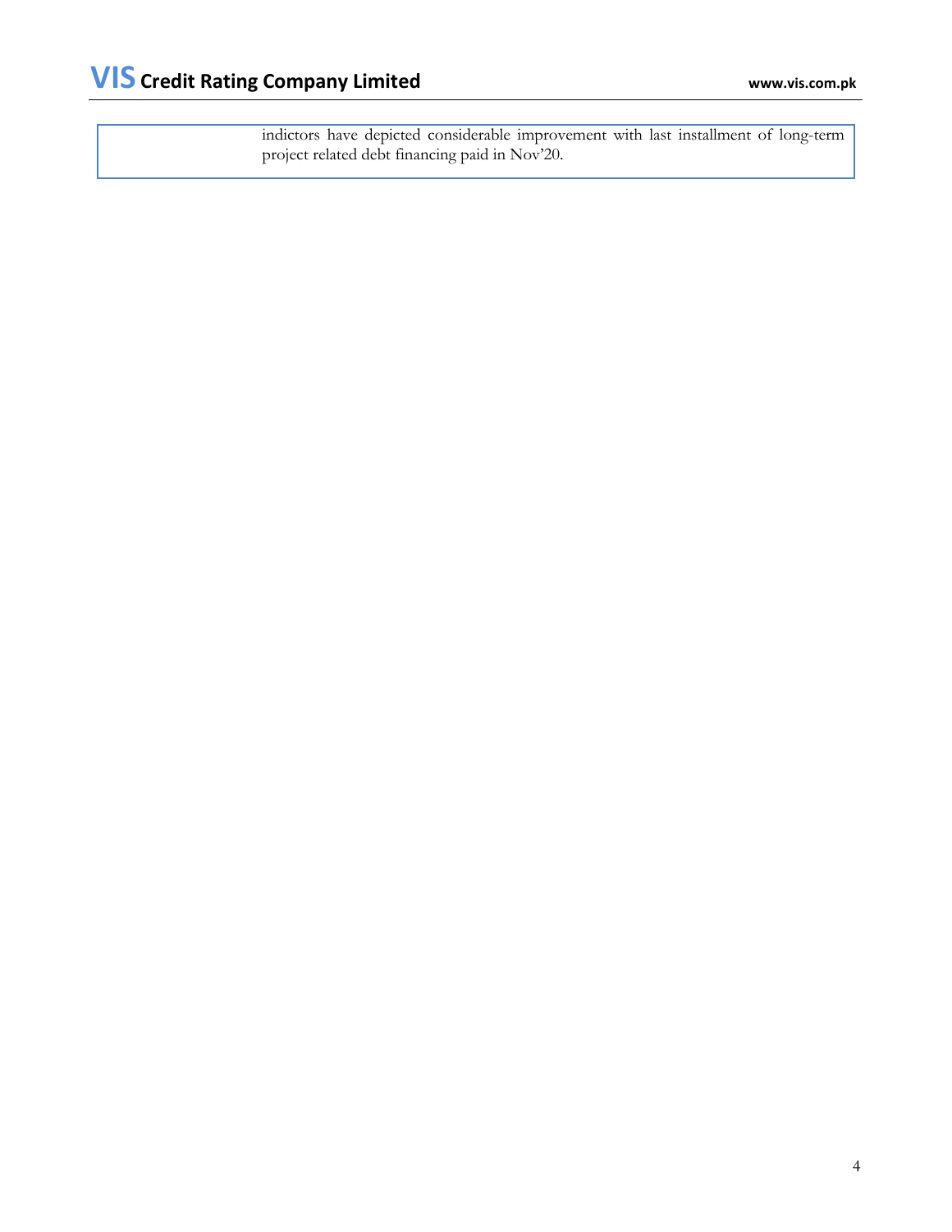indictors have depicted considerable improvement with last installment of long-term project related debt financing paid in Nov'20.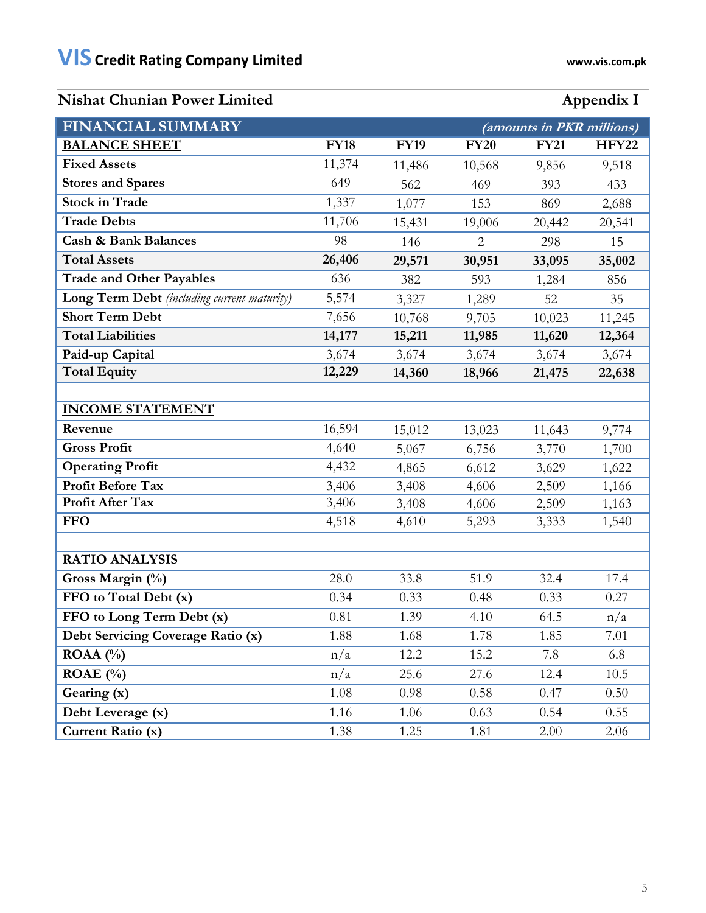## Nishat Chunian Power Limited — Appendix I

| FINANCIAL SUMMARY | | | | | *(amounts in PKR millions)* |
|---|---|---|---|---|---|
| **BALANCE SHEET** | **FY18** | **FY19** | **FY20** | **FY21** | **HFY22** |
| **Fixed Assets** | 11,374 | 11,486 | 10,568 | 9,856 | 9,518 |
| **Stores and Spares** | 649 | 562 | 469 | 393 | 433 |
| **Stock in Trade** | 1,337 | 1,077 | 153 | 869 | 2,688 |
| **Trade Debts** | 11,706 | 15,431 | 19,006 | 20,442 | 20,541 |
| **Cash & Bank Balances** | 98 | 146 | 2 | 298 | 15 |
| **Total Assets** | **26,406** | **29,571** | **30,951** | **33,095** | **35,002** |
| **Trade and Other Payables** | 636 | 382 | 593 | 1,284 | 856 |
| **Long Term Debt** *(including current maturity)* | 5,574 | 3,327 | 1,289 | 52 | 35 |
| **Short Term Debt** | 7,656 | 10,768 | 9,705 | 10,023 | 11,245 |
| **Total Liabilities** | **14,177** | **15,211** | **11,985** | **11,620** | **12,364** |
| **Paid-up Capital** | 3,674 | 3,674 | 3,674 | 3,674 | 3,674 |
| **Total Equity** | **12,229** | **14,360** | **18,966** | **21,475** | **22,638** |
| | | | | | |
| **INCOME STATEMENT** | | | | | |
| **Revenue** | 16,594 | 15,012 | 13,023 | 11,643 | 9,774 |
| **Gross Profit** | 4,640 | 5,067 | 6,756 | 3,770 | 1,700 |
| **Operating Profit** | 4,432 | 4,865 | 6,612 | 3,629 | 1,622 |
| **Profit Before Tax** | 3,406 | 3,408 | 4,606 | 2,509 | 1,166 |
| **Profit After Tax** | 3,406 | 3,408 | 4,606 | 2,509 | 1,163 |
| **FFO** | 4,518 | 4,610 | 5,293 | 3,333 | 1,540 |
| | | | | | |
| **RATIO ANALYSIS** | | | | | |
| **Gross Margin (%)** | 28.0 | 33.8 | 51.9 | 32.4 | 17.4 |
| **FFO to Total Debt (x)** | 0.34 | 0.33 | 0.48 | 0.33 | 0.27 |
| **FFO to Long Term Debt (x)** | 0.81 | 1.39 | 4.10 | 64.5 | n/a |
| **Debt Servicing Coverage Ratio (x)** | 1.88 | 1.68 | 1.78 | 1.85 | 7.01 |
| **ROAA (%)** | n/a | 12.2 | 15.2 | 7.8 | 6.8 |
| **ROAE (%)** | n/a | 25.6 | 27.6 | 12.4 | 10.5 |
| **Gearing (x)** | 1.08 | 0.98 | 0.58 | 0.47 | 0.50 |
| **Debt Leverage (x)** | 1.16 | 1.06 | 0.63 | 0.54 | 0.55 |
| **Current Ratio (x)** | 1.38 | 1.25 | 1.81 | 2.00 | 2.06 |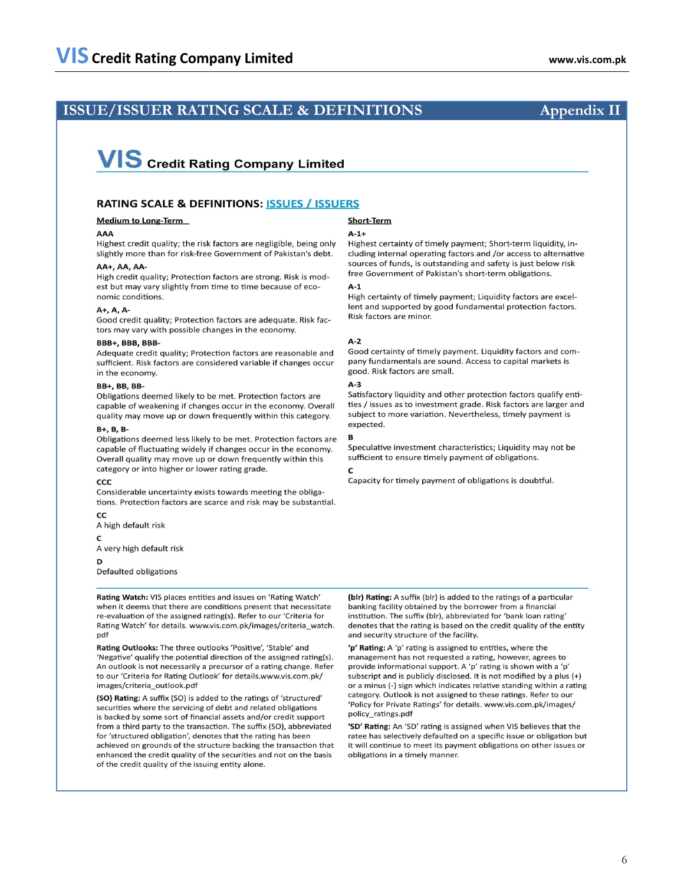## ISSUE/ISSUER RATING SCALE & DEFINITIONS — Appendix II

**VIS Credit Rating Company Limited**

### RATING SCALE & DEFINITIONS: ISSUES / ISSUERS

#### Medium to Long-Term

**AAA**
Highest credit quality; the risk factors are negligible, being only slightly more than for risk-free Government of Pakistan's debt.

**AA+, AA, AA-**
High credit quality; Protection factors are strong. Risk is modest but may vary slightly from time to time because of economic conditions.

**A+, A, A-**
Good credit quality; Protection factors are adequate. Risk factors may vary with possible changes in the economy.

**BBB+, BBB, BBB-**
Adequate credit quality; Protection factors are reasonable and sufficient. Risk factors are considered variable if changes occur in the economy.

**BB+, BB, BB-**
Obligations deemed likely to be met. Protection factors are capable of weakening if changes occur in the economy. Overall quality may move up or down frequently within this category.

**B+, B, B-**
Obligations deemed less likely to be met. Protection factors are capable of fluctuating widely if changes occur in the economy. Overall quality may move up or down frequently within this category or into higher or lower rating grade.

**CCC**
Considerable uncertainty exists towards meeting the obligations. Protection factors are scarce and risk may be substantial.

**CC**
A high default risk

**C**
A very high default risk

**D**
Defaulted obligations

#### Short-Term

**A-1+**
Highest certainty of timely payment; Short-term liquidity, including internal operating factors and /or access to alternative sources of funds, is outstanding and safety is just below risk free Government of Pakistan's short-term obligations.

**A-1**
High certainty of timely payment; Liquidity factors are excellent and supported by good fundamental protection factors. Risk factors are minor.

**A-2**
Good certainty of timely payment. Liquidity factors and company fundamentals are sound. Access to capital markets is good. Risk factors are small.

**A-3**
Satisfactory liquidity and other protection factors qualify entities / issues as to investment grade. Risk factors are larger and subject to more variation. Nevertheless, timely payment is expected.

**B**
Speculative investment characteristics; Liquidity may not be sufficient to ensure timely payment of obligations.

**C**
Capacity for timely payment of obligations is doubtful.

---

**Rating Watch:** VIS places entities and issues on 'Rating Watch' when it deems that there are conditions present that necessitate re-evaluation of the assigned rating(s). Refer to our 'Criteria for Rating Watch' for details. www.vis.com.pk/images/criteria_watch.pdf

**Rating Outlooks:** The three outlooks 'Positive', 'Stable' and 'Negative' qualify the potential direction of the assigned rating(s). An outlook is not necessarily a precursor of a rating change. Refer to our 'Criteria for Rating Outlook' for details.www.vis.com.pk/images/criteria_outlook.pdf

**(SO) Rating:** A suffix (SO) is added to the ratings of 'structured' securities where the servicing of debt and related obligations is backed by some sort of financial assets and/or credit support from a third party to the transaction. The suffix (SO), abbreviated for 'structured obligation', denotes that the rating has been achieved on grounds of the structure backing the transaction that enhanced the credit quality of the securities and not on the basis of the credit quality of the issuing entity alone.

**(blr) Rating:** A suffix (blr) is added to the ratings of a particular banking facility obtained by the borrower from a financial institution. The suffix (blr), abbreviated for 'bank loan rating' denotes that the rating is based on the credit quality of the entity and security structure of the facility.

**'p' Rating:** A 'p' rating is assigned to entities, where the management has not requested a rating, however, agrees to provide informational support. A 'p' rating is shown with a 'p' subscript and is publicly disclosed. It is not modified by a plus (+) or a minus (-) sign which indicates relative standing within a rating category. Outlook is not assigned to these ratings. Refer to our 'Policy for Private Ratings' for details. www.vis.com.pk/images/policy_ratings.pdf

**'SD' Rating:** An 'SD' rating is assigned when VIS believes that the ratee has selectively defaulted on a specific issue or obligation but it will continue to meet its payment obligations on other issues or obligations in a timely manner.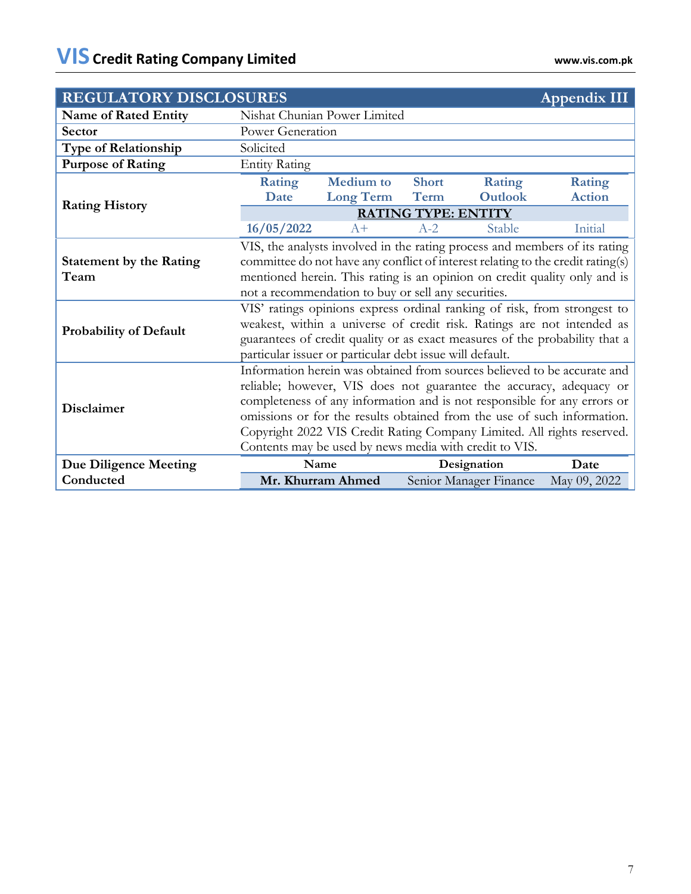## REGULATORY DISCLOSURES — Appendix III

| | |
|---|---|
| **Name of Rated Entity** | Nishat Chunian Power Limited |
| **Sector** | Power Generation |
| **Type of Relationship** | Solicited |
| **Purpose of Rating** | Entity Rating |

**Rating History**

| Rating Date | Medium to Long Term | Short Term | Rating Outlook | Rating Action |
|---|---|---|---|---|
| **RATING TYPE: ENTITY** | | | | |
| 16/05/2022 | A+ | A-2 | Stable | Initial |

| | |
|---|---|
| **Statement by the Rating Team** | VIS, the analysts involved in the rating process and members of its rating committee do not have any conflict of interest relating to the credit rating(s) mentioned herein. This rating is an opinion on credit quality only and is not a recommendation to buy or sell any securities. |
| **Probability of Default** | VIS' ratings opinions express ordinal ranking of risk, from strongest to weakest, within a universe of credit risk. Ratings are not intended as guarantees of credit quality or as exact measures of the probability that a particular issuer or particular debt issue will default. |
| **Disclaimer** | Information herein was obtained from sources believed to be accurate and reliable; however, VIS does not guarantee the accuracy, adequacy or completeness of any information and is not responsible for any errors or omissions or for the results obtained from the use of such information. Copyright 2022 VIS Credit Rating Company Limited. All rights reserved. Contents may be used by news media with credit to VIS. |

**Due Diligence Meeting Conducted**

| Name | Designation | Date |
|---|---|---|
| **Mr. Khurram Ahmed** | Senior Manager Finance | May 09, 2022 |